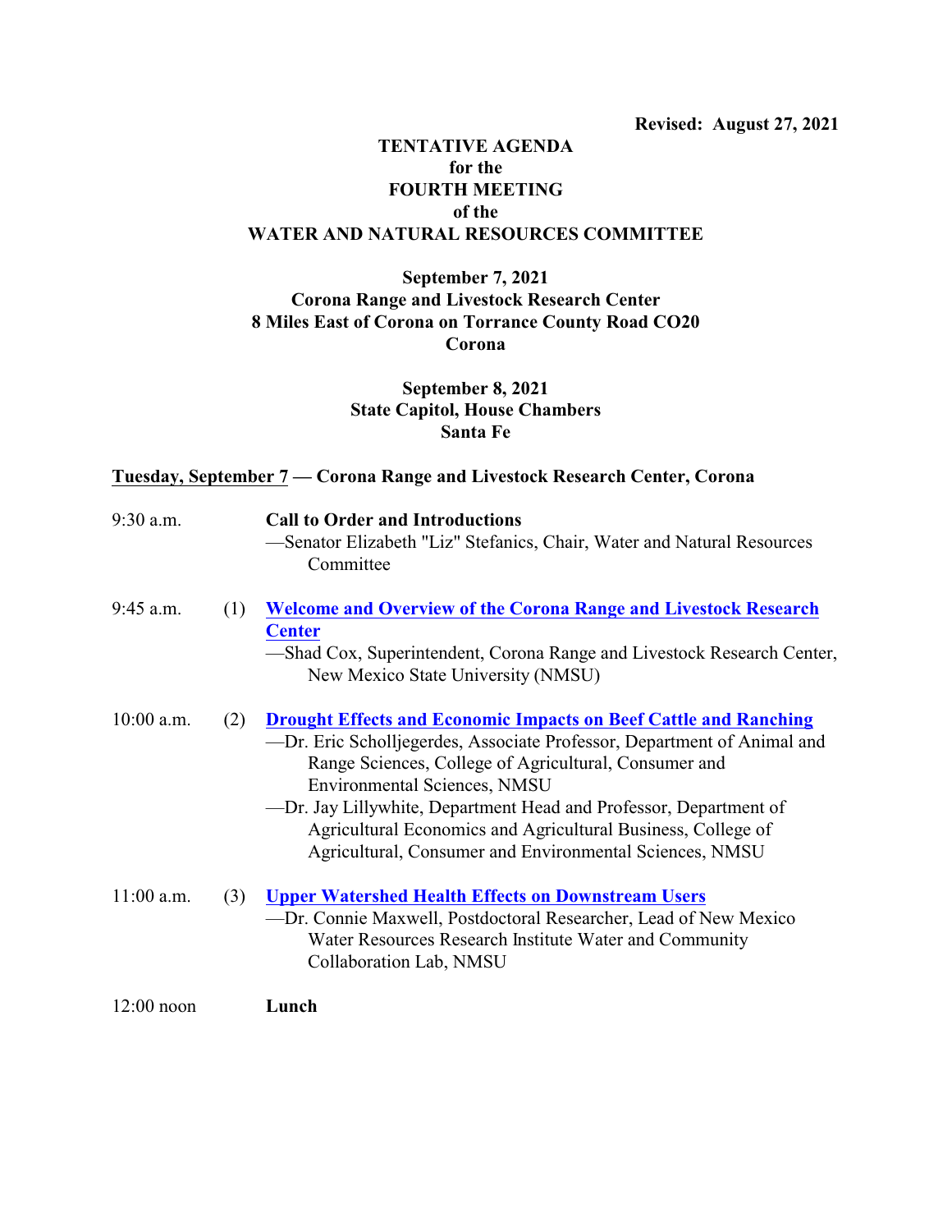**Revised: August 27, 2021**

# TENTATIVE AGENDA
# for the
# FOURTH MEETING
# of the
# WATER AND NATURAL RESOURCES COMMITTEE

**September 7, 2021**
**Corona Range and Livestock Research Center**
**8 Miles East of Corona on Torrance County Road CO20**
**Corona**

**September 8, 2021**
**State Capitol, House Chambers**
**Santa Fe**

## <u>Tuesday, September 7</u> — Corona Range and Livestock Research Center, Corona

9:30 a.m. **Call to Order and Introductions**
—Senator Elizabeth "Liz" Stefanics, Chair, Water and Natural Resources Committee

9:45 a.m. (1) **Welcome and Overview of the Corona Range and Livestock Research Center**
—Shad Cox, Superintendent, Corona Range and Livestock Research Center, New Mexico State University (NMSU)

10:00 a.m. (2) **Drought Effects and Economic Impacts on Beef Cattle and Ranching**
—Dr. Eric Scholljegerdes, Associate Professor, Department of Animal and Range Sciences, College of Agricultural, Consumer and Environmental Sciences, NMSU
—Dr. Jay Lillywhite, Department Head and Professor, Department of Agricultural Economics and Agricultural Business, College of Agricultural, Consumer and Environmental Sciences, NMSU

11:00 a.m. (3) **Upper Watershed Health Effects on Downstream Users**
—Dr. Connie Maxwell, Postdoctoral Researcher, Lead of New Mexico Water Resources Research Institute Water and Community Collaboration Lab, NMSU

12:00 noon **Lunch**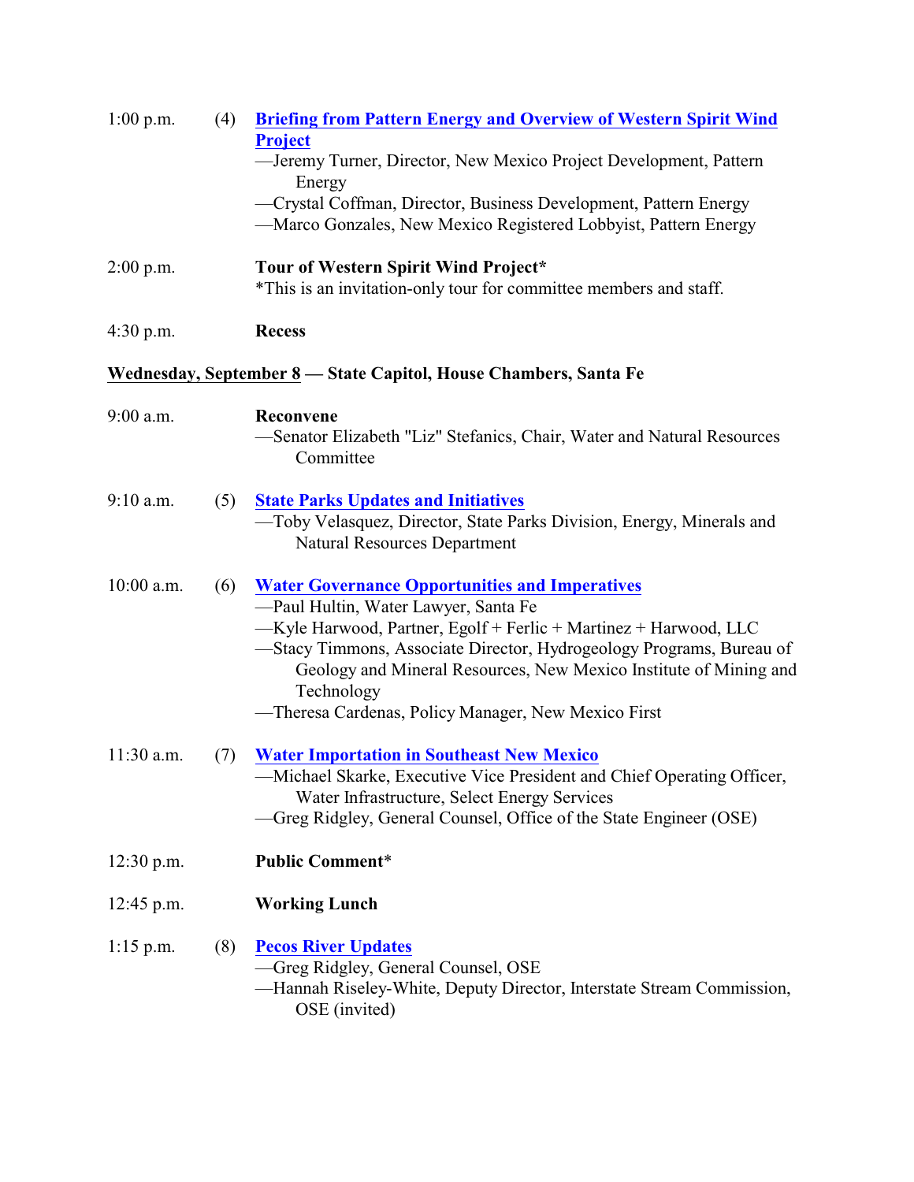1:00 p.m. (4) **Briefing from Pattern Energy and Overview of Western Spirit Wind Project**
—Jeremy Turner, Director, New Mexico Project Development, Pattern Energy
—Crystal Coffman, Director, Business Development, Pattern Energy
—Marco Gonzales, New Mexico Registered Lobbyist, Pattern Energy

2:00 p.m. **Tour of Western Spirit Wind Project***
*This is an invitation-only tour for committee members and staff.

4:30 p.m. **Recess**

**Wednesday, September 8 — State Capitol, House Chambers, Santa Fe**

9:00 a.m. **Reconvene**
—Senator Elizabeth "Liz" Stefanics, Chair, Water and Natural Resources Committee

9:10 a.m. (5) **State Parks Updates and Initiatives**
—Toby Velasquez, Director, State Parks Division, Energy, Minerals and Natural Resources Department

10:00 a.m. (6) **Water Governance Opportunities and Imperatives**
—Paul Hultin, Water Lawyer, Santa Fe
—Kyle Harwood, Partner, Egolf + Ferlic + Martinez + Harwood, LLC
—Stacy Timmons, Associate Director, Hydrogeology Programs, Bureau of Geology and Mineral Resources, New Mexico Institute of Mining and Technology
—Theresa Cardenas, Policy Manager, New Mexico First

11:30 a.m. (7) **Water Importation in Southeast New Mexico**
—Michael Skarke, Executive Vice President and Chief Operating Officer, Water Infrastructure, Select Energy Services
—Greg Ridgley, General Counsel, Office of the State Engineer (OSE)

12:30 p.m. **Public Comment***

12:45 p.m. **Working Lunch**

1:15 p.m. (8) **Pecos River Updates**
—Greg Ridgley, General Counsel, OSE
—Hannah Riseley-White, Deputy Director, Interstate Stream Commission, OSE (invited)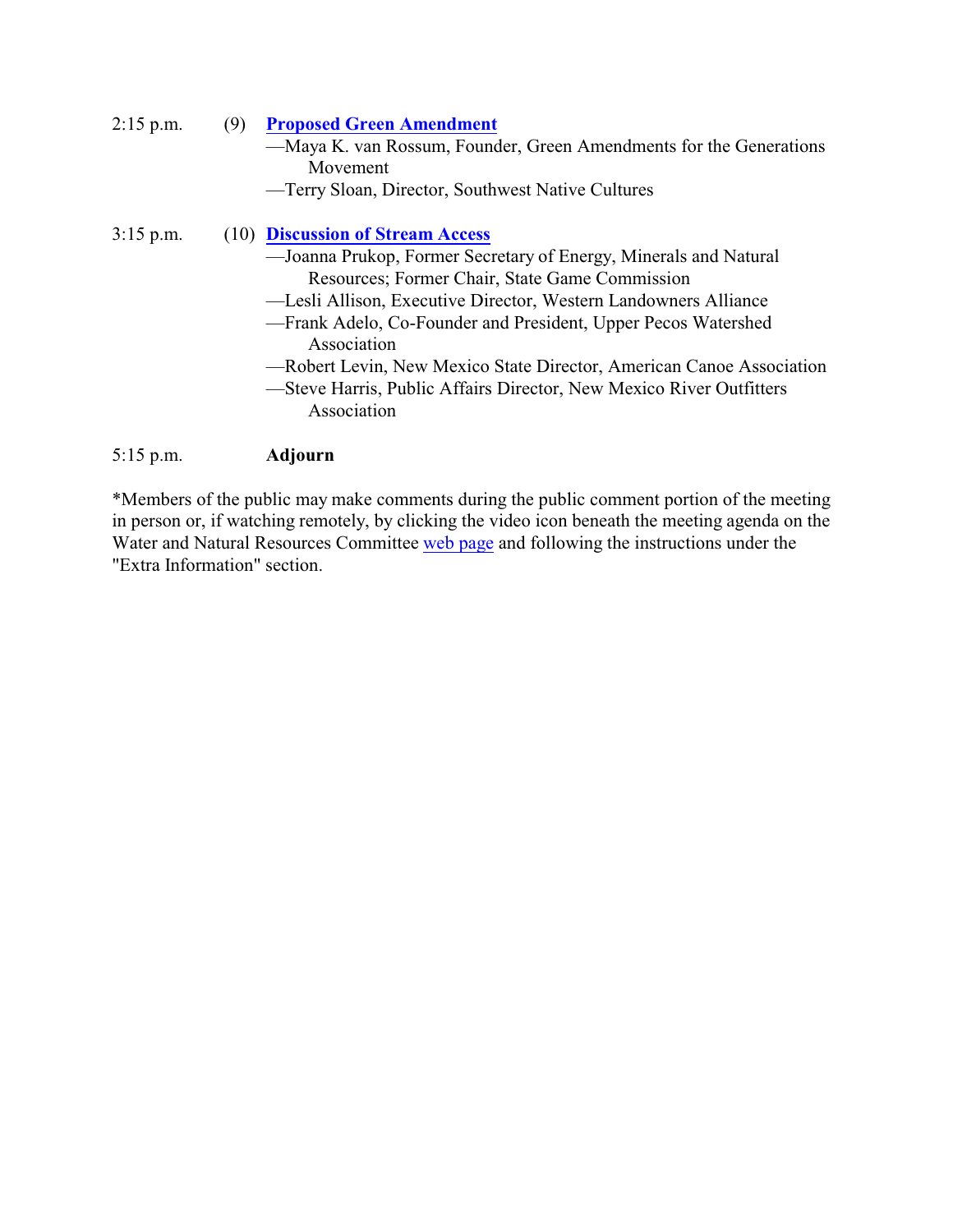2:15 p.m. (9) **Proposed Green Amendment**

—Maya K. van Rossum, Founder, Green Amendments for the Generations Movement

—Terry Sloan, Director, Southwest Native Cultures

3:15 p.m. (10) **Discussion of Stream Access**

—Joanna Prukop, Former Secretary of Energy, Minerals and Natural Resources; Former Chair, State Game Commission

—Lesli Allison, Executive Director, Western Landowners Alliance

—Frank Adelo, Co-Founder and President, Upper Pecos Watershed Association

—Robert Levin, New Mexico State Director, American Canoe Association

—Steve Harris, Public Affairs Director, New Mexico River Outfitters Association

5:15 p.m. **Adjourn**

*Members of the public may make comments during the public comment portion of the meeting in person or, if watching remotely, by clicking the video icon beneath the meeting agenda on the Water and Natural Resources Committee web page and following the instructions under the "Extra Information" section.